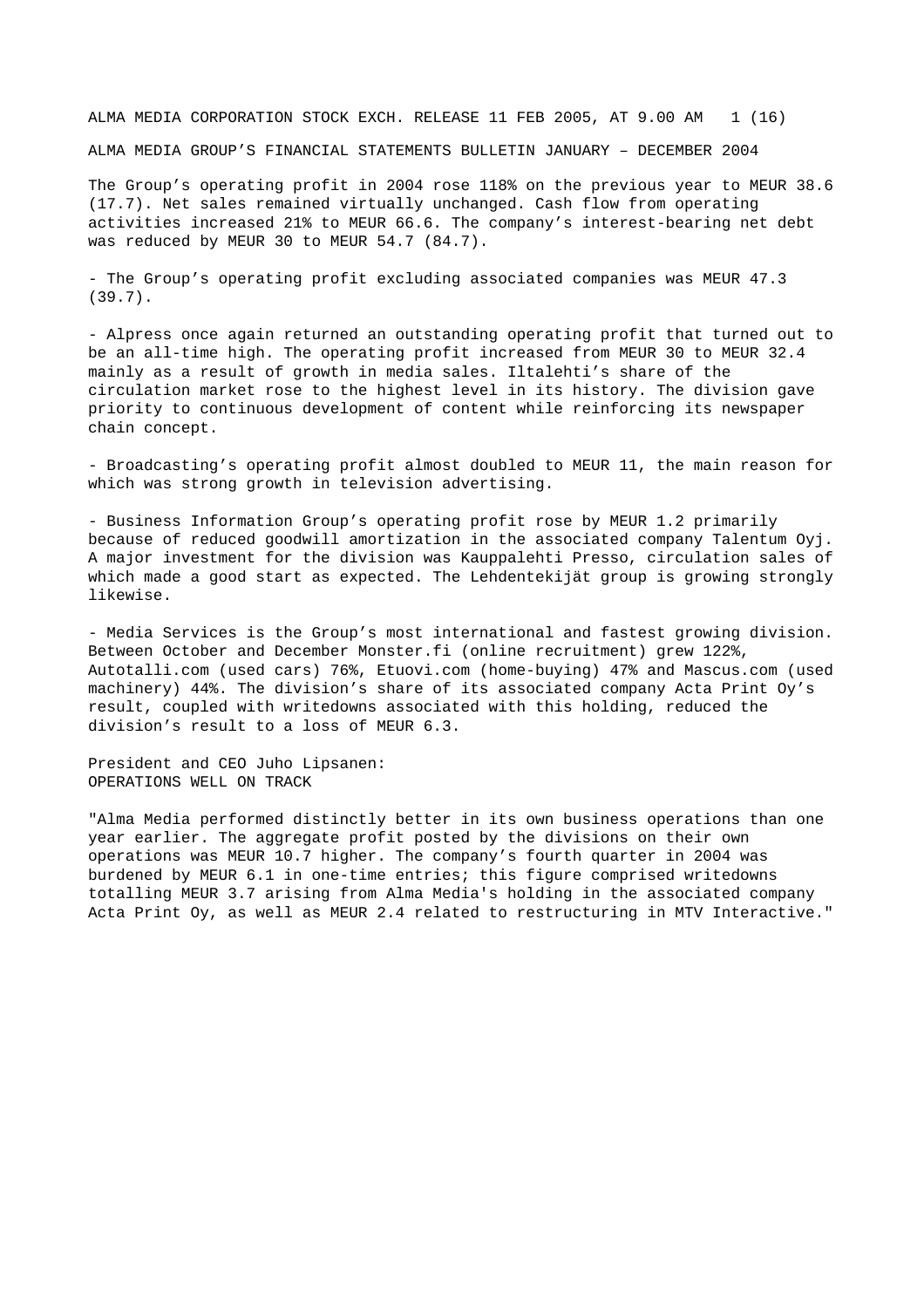ALMA MEDIA CORPORATION STOCK EXCH. RELEASE 11 FEB 2005, AT 9.00 AM

# ALMA MEDIA GROUP’S FINANCIAL STATEMENTS BULLETIN JANUARY – DECEMBER 2004

The Group’s operating profit in 2004 rose 118% on the previous year to MEUR 38.6 (17.7). Net sales remained virtually unchanged. Cash flow from operating activities increased 21% to MEUR 66.6. The company’s interest-bearing net debt was reduced by MEUR 30 to MEUR 54.7 (84.7).

- The Group’s operating profit excluding associated companies was MEUR 47.3 (39.7).

- Alpress once again returned an outstanding operating profit that turned out to be an all-time high. The operating profit increased from MEUR 30 to MEUR 32.4 mainly as a result of growth in media sales. Iltalehti’s share of the circulation market rose to the highest level in its history. The division gave priority to continuous development of content while reinforcing its newspaper chain concept.

- Broadcasting’s operating profit almost doubled to MEUR 11, the main reason for which was strong growth in television advertising.

- Business Information Group’s operating profit rose by MEUR 1.2 primarily because of reduced goodwill amortization in the associated company Talentum Oyj. A major investment for the division was Kauppalehti Presso, circulation sales of which made a good start as expected. The Lehdentekijät group is growing strongly likewise.

- Media Services is the Group’s most international and fastest growing division. Between October and December Monster.fi (online recruitment) grew 122%, Autotalli.com (used cars) 76%, Etuovi.com (home-buying) 47% and Mascus.com (used machinery) 44%. The division’s share of its associated company Acta Print Oy’s result, coupled with writedowns associated with this holding, reduced the division’s result to a loss of MEUR 6.3.

President and CEO Juho Lipsanen:
OPERATIONS WELL ON TRACK

"Alma Media performed distinctly better in its own business operations than one year earlier. The aggregate profit posted by the divisions on their own operations was MEUR 10.7 higher. The company’s fourth quarter in 2004 was burdened by MEUR 6.1 in one-time entries; this figure comprised writedowns totalling MEUR 3.7 arising from Alma Media's holding in the associated company Acta Print Oy, as well as MEUR 2.4 related to restructuring in MTV Interactive."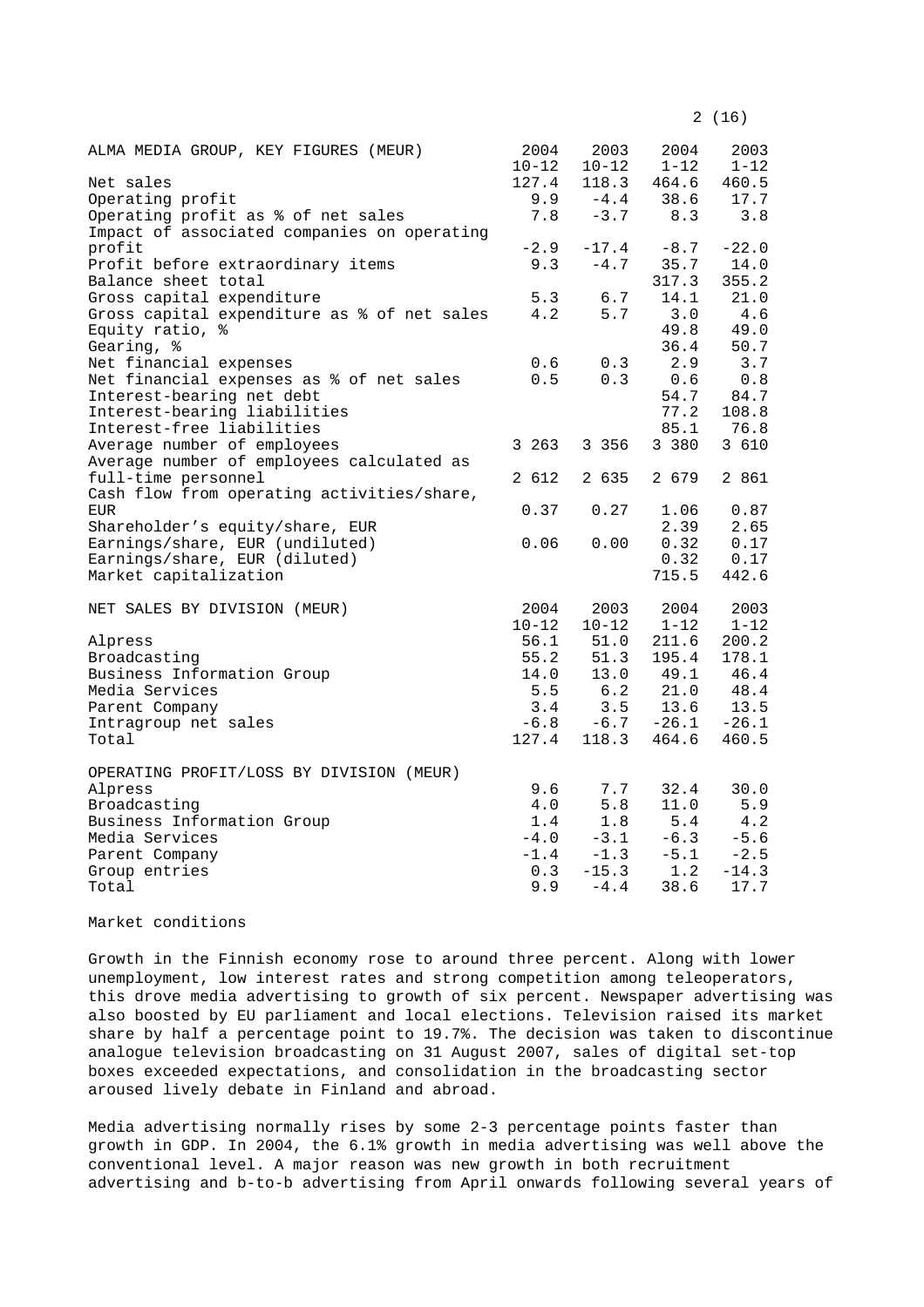| ALMA MEDIA GROUP, KEY FIGURES (MEUR) | 2004 10-12 | 2003 10-12 | 2004 1-12 | 2003 1-12 |
|---|---|---|---|---|
| Net sales | 127.4 | 118.3 | 464.6 | 460.5 |
| Operating profit | 9.9 | -4.4 | 38.6 | 17.7 |
| Operating profit as % of net sales | 7.8 | -3.7 | 8.3 | 3.8 |
| Impact of associated companies on operating profit | -2.9 | -17.4 | -8.7 | -22.0 |
| Profit before extraordinary items | 9.3 | -4.7 | 35.7 | 14.0 |
| Balance sheet total | | | 317.3 | 355.2 |
| Gross capital expenditure | 5.3 | 6.7 | 14.1 | 21.0 |
| Gross capital expenditure as % of net sales | 4.2 | 5.7 | 3.0 | 4.6 |
| Equity ratio, % | | | 49.8 | 49.0 |
| Gearing, % | | | 36.4 | 50.7 |
| Net financial expenses | 0.6 | 0.3 | 2.9 | 3.7 |
| Net financial expenses as % of net sales | 0.5 | 0.3 | 0.6 | 0.8 |
| Interest-bearing net debt | | | 54.7 | 84.7 |
| Interest-bearing liabilities | | | 77.2 | 108.8 |
| Interest-free liabilities | | | 85.1 | 76.8 |
| Average number of employees | 3 263 | 3 356 | 3 380 | 3 610 |
| Average number of employees calculated as full-time personnel | 2 612 | 2 635 | 2 679 | 2 861 |
| Cash flow from operating activities/share, EUR | 0.37 | 0.27 | 1.06 | 0.87 |
| Shareholder's equity/share, EUR | | | 2.39 | 2.65 |
| Earnings/share, EUR (undiluted) | 0.06 | 0.00 | 0.32 | 0.17 |
| Earnings/share, EUR (diluted) | | | 0.32 | 0.17 |
| Market capitalization | | | 715.5 | 442.6 |

| NET SALES BY DIVISION (MEUR) | 2004 10-12 | 2003 10-12 | 2004 1-12 | 2003 1-12 |
|---|---|---|---|---|
| Alpress | 56.1 | 51.0 | 211.6 | 200.2 |
| Broadcasting | 55.2 | 51.3 | 195.4 | 178.1 |
| Business Information Group | 14.0 | 13.0 | 49.1 | 46.4 |
| Media Services | 5.5 | 6.2 | 21.0 | 48.4 |
| Parent Company | 3.4 | 3.5 | 13.6 | 13.5 |
| Intragroup net sales | -6.8 | -6.7 | -26.1 | -26.1 |
| Total | 127.4 | 118.3 | 464.6 | 460.5 |

| OPERATING PROFIT/LOSS BY DIVISION (MEUR) | 2004 10-12 | 2003 10-12 | 2004 1-12 | 2003 1-12 |
|---|---|---|---|---|
| Alpress | 9.6 | 7.7 | 32.4 | 30.0 |
| Broadcasting | 4.0 | 5.8 | 11.0 | 5.9 |
| Business Information Group | 1.4 | 1.8 | 5.4 | 4.2 |
| Media Services | -4.0 | -3.1 | -6.3 | -5.6 |
| Parent Company | -1.4 | -1.3 | -5.1 | -2.5 |
| Group entries | 0.3 | -15.3 | 1.2 | -14.3 |
| Total | 9.9 | -4.4 | 38.6 | 17.7 |

## Market conditions

Growth in the Finnish economy rose to around three percent. Along with lower unemployment, low interest rates and strong competition among teleoperators, this drove media advertising to growth of six percent. Newspaper advertising was also boosted by EU parliament and local elections. Television raised its market share by half a percentage point to 19.7%. The decision was taken to discontinue analogue television broadcasting on 31 August 2007, sales of digital set-top boxes exceeded expectations, and consolidation in the broadcasting sector aroused lively debate in Finland and abroad.

Media advertising normally rises by some 2-3 percentage points faster than growth in GDP. In 2004, the 6.1% growth in media advertising was well above the conventional level. A major reason was new growth in both recruitment advertising and b-to-b advertising from April onwards following several years of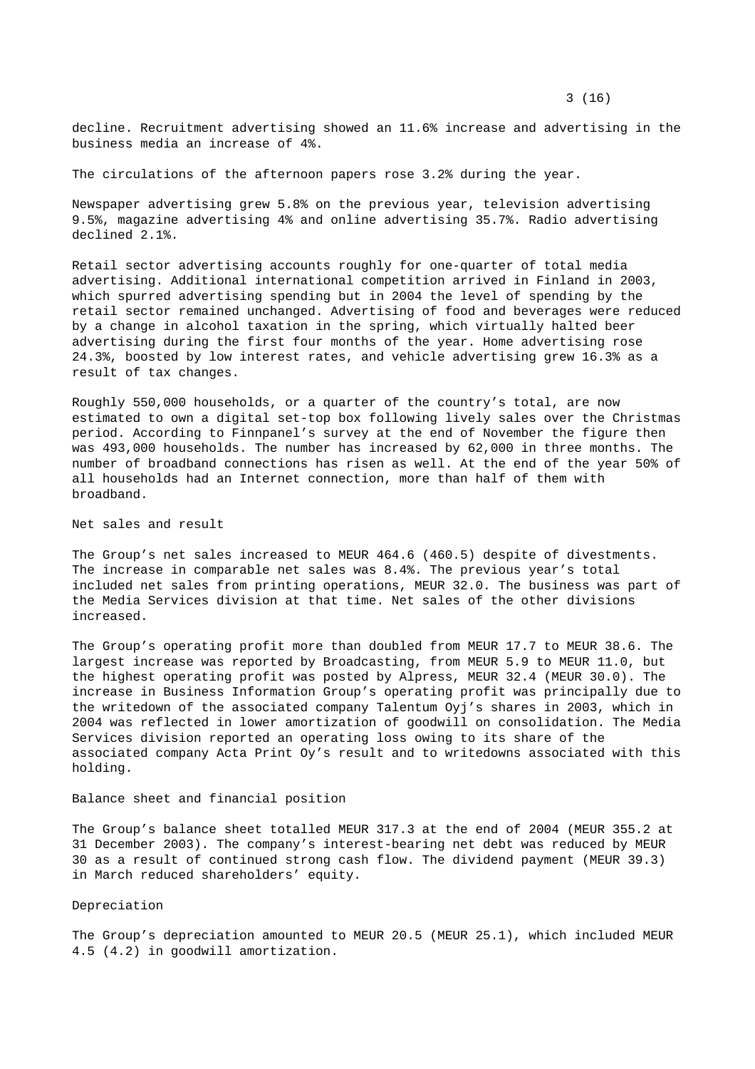decline. Recruitment advertising showed an 11.6% increase and advertising in the business media an increase of 4%.

The circulations of the afternoon papers rose 3.2% during the year.

Newspaper advertising grew 5.8% on the previous year, television advertising 9.5%, magazine advertising 4% and online advertising 35.7%. Radio advertising declined 2.1%.

Retail sector advertising accounts roughly for one-quarter of total media advertising. Additional international competition arrived in Finland in 2003, which spurred advertising spending but in 2004 the level of spending by the retail sector remained unchanged. Advertising of food and beverages were reduced by a change in alcohol taxation in the spring, which virtually halted beer advertising during the first four months of the year. Home advertising rose 24.3%, boosted by low interest rates, and vehicle advertising grew 16.3% as a result of tax changes.

Roughly 550,000 households, or a quarter of the country's total, are now estimated to own a digital set-top box following lively sales over the Christmas period. According to Finnpanel's survey at the end of November the figure then was 493,000 households. The number has increased by 62,000 in three months. The number of broadband connections has risen as well. At the end of the year 50% of all households had an Internet connection, more than half of them with broadband.

## Net sales and result

The Group's net sales increased to MEUR 464.6 (460.5) despite of divestments. The increase in comparable net sales was 8.4%. The previous year's total included net sales from printing operations, MEUR 32.0. The business was part of the Media Services division at that time. Net sales of the other divisions increased.

The Group's operating profit more than doubled from MEUR 17.7 to MEUR 38.6. The largest increase was reported by Broadcasting, from MEUR 5.9 to MEUR 11.0, but the highest operating profit was posted by Alpress, MEUR 32.4 (MEUR 30.0). The increase in Business Information Group's operating profit was principally due to the writedown of the associated company Talentum Oyj's shares in 2003, which in 2004 was reflected in lower amortization of goodwill on consolidation. The Media Services division reported an operating loss owing to its share of the associated company Acta Print Oy's result and to writedowns associated with this holding.

## Balance sheet and financial position

The Group's balance sheet totalled MEUR 317.3 at the end of 2004 (MEUR 355.2 at 31 December 2003). The company's interest-bearing net debt was reduced by MEUR 30 as a result of continued strong cash flow. The dividend payment (MEUR 39.3) in March reduced shareholders' equity.

## Depreciation

The Group's depreciation amounted to MEUR 20.5 (MEUR 25.1), which included MEUR 4.5 (4.2) in goodwill amortization.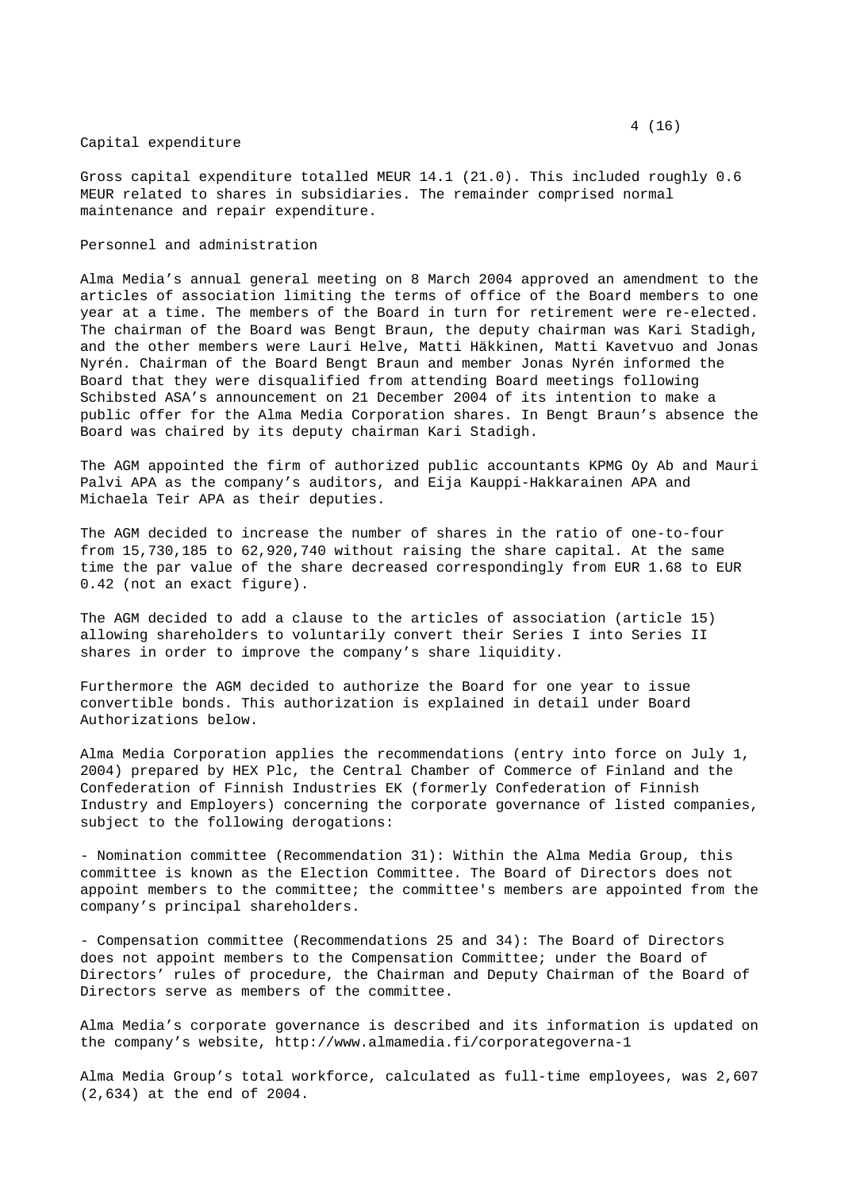## Capital expenditure

Gross capital expenditure totalled MEUR 14.1 (21.0). This included roughly 0.6 MEUR related to shares in subsidiaries. The remainder comprised normal maintenance and repair expenditure.

## Personnel and administration

Alma Media's annual general meeting on 8 March 2004 approved an amendment to the articles of association limiting the terms of office of the Board members to one year at a time. The members of the Board in turn for retirement were re-elected. The chairman of the Board was Bengt Braun, the deputy chairman was Kari Stadigh, and the other members were Lauri Helve, Matti Häkkinen, Matti Kavetvuo and Jonas Nyrén. Chairman of the Board Bengt Braun and member Jonas Nyrén informed the Board that they were disqualified from attending Board meetings following Schibsted ASA's announcement on 21 December 2004 of its intention to make a public offer for the Alma Media Corporation shares. In Bengt Braun's absence the Board was chaired by its deputy chairman Kari Stadigh.

The AGM appointed the firm of authorized public accountants KPMG Oy Ab and Mauri Palvi APA as the company's auditors, and Eija Kauppi-Hakkarainen APA and Michaela Teir APA as their deputies.

The AGM decided to increase the number of shares in the ratio of one-to-four from 15,730,185 to 62,920,740 without raising the share capital. At the same time the par value of the share decreased correspondingly from EUR 1.68 to EUR 0.42 (not an exact figure).

The AGM decided to add a clause to the articles of association (article 15) allowing shareholders to voluntarily convert their Series I into Series II shares in order to improve the company's share liquidity.

Furthermore the AGM decided to authorize the Board for one year to issue convertible bonds. This authorization is explained in detail under Board Authorizations below.

Alma Media Corporation applies the recommendations (entry into force on July 1, 2004) prepared by HEX Plc, the Central Chamber of Commerce of Finland and the Confederation of Finnish Industries EK (formerly Confederation of Finnish Industry and Employers) concerning the corporate governance of listed companies, subject to the following derogations:

- Nomination committee (Recommendation 31): Within the Alma Media Group, this committee is known as the Election Committee. The Board of Directors does not appoint members to the committee; the committee's members are appointed from the company's principal shareholders.

- Compensation committee (Recommendations 25 and 34): The Board of Directors does not appoint members to the Compensation Committee; under the Board of Directors' rules of procedure, the Chairman and Deputy Chairman of the Board of Directors serve as members of the committee.

Alma Media's corporate governance is described and its information is updated on the company's website, http://www.almamedia.fi/corporategoverna-1

Alma Media Group's total workforce, calculated as full-time employees, was 2,607 (2,634) at the end of 2004.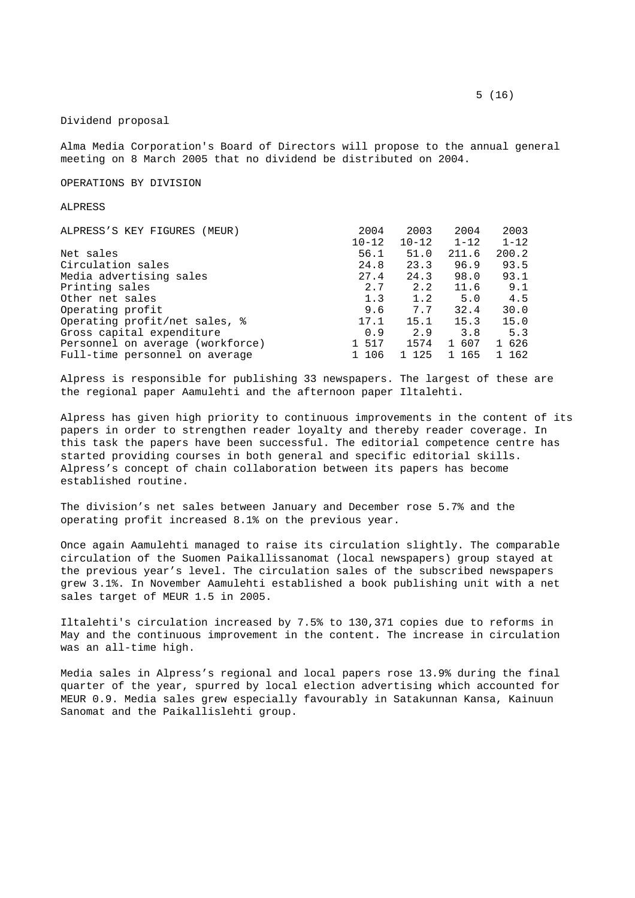## Dividend proposal

Alma Media Corporation's Board of Directors will propose to the annual general meeting on 8 March 2005 that no dividend be distributed on 2004.

# OPERATIONS BY DIVISION

## ALPRESS

| ALPRESS'S KEY FIGURES (MEUR) | 2004 10-12 | 2003 10-12 | 2004 1-12 | 2003 1-12 |
|---|---|---|---|---|
| Net sales | 56.1 | 51.0 | 211.6 | 200.2 |
| Circulation sales | 24.8 | 23.3 | 96.9 | 93.5 |
| Media advertising sales | 27.4 | 24.3 | 98.0 | 93.1 |
| Printing sales | 2.7 | 2.2 | 11.6 | 9.1 |
| Other net sales | 1.3 | 1.2 | 5.0 | 4.5 |
| Operating profit | 9.6 | 7.7 | 32.4 | 30.0 |
| Operating profit/net sales, % | 17.1 | 15.1 | 15.3 | 15.0 |
| Gross capital expenditure | 0.9 | 2.9 | 3.8 | 5.3 |
| Personnel on average (workforce) | 1 517 | 1574 | 1 607 | 1 626 |
| Full-time personnel on average | 1 106 | 1 125 | 1 165 | 1 162 |

Alpress is responsible for publishing 33 newspapers. The largest of these are the regional paper Aamulehti and the afternoon paper Iltalehti.

Alpress has given high priority to continuous improvements in the content of its papers in order to strengthen reader loyalty and thereby reader coverage. In this task the papers have been successful. The editorial competence centre has started providing courses in both general and specific editorial skills. Alpress's concept of chain collaboration between its papers has become established routine.

The division's net sales between January and December rose 5.7% and the operating profit increased 8.1% on the previous year.

Once again Aamulehti managed to raise its circulation slightly. The comparable circulation of the Suomen Paikallissanomat (local newspapers) group stayed at the previous year's level. The circulation sales of the subscribed newspapers grew 3.1%. In November Aamulehti established a book publishing unit with a net sales target of MEUR 1.5 in 2005.

Iltalehti's circulation increased by 7.5% to 130,371 copies due to reforms in May and the continuous improvement in the content. The increase in circulation was an all-time high.

Media sales in Alpress's regional and local papers rose 13.9% during the final quarter of the year, spurred by local election advertising which accounted for MEUR 0.9. Media sales grew especially favourably in Satakunnan Kansa, Kainuun Sanomat and the Paikallislehti group.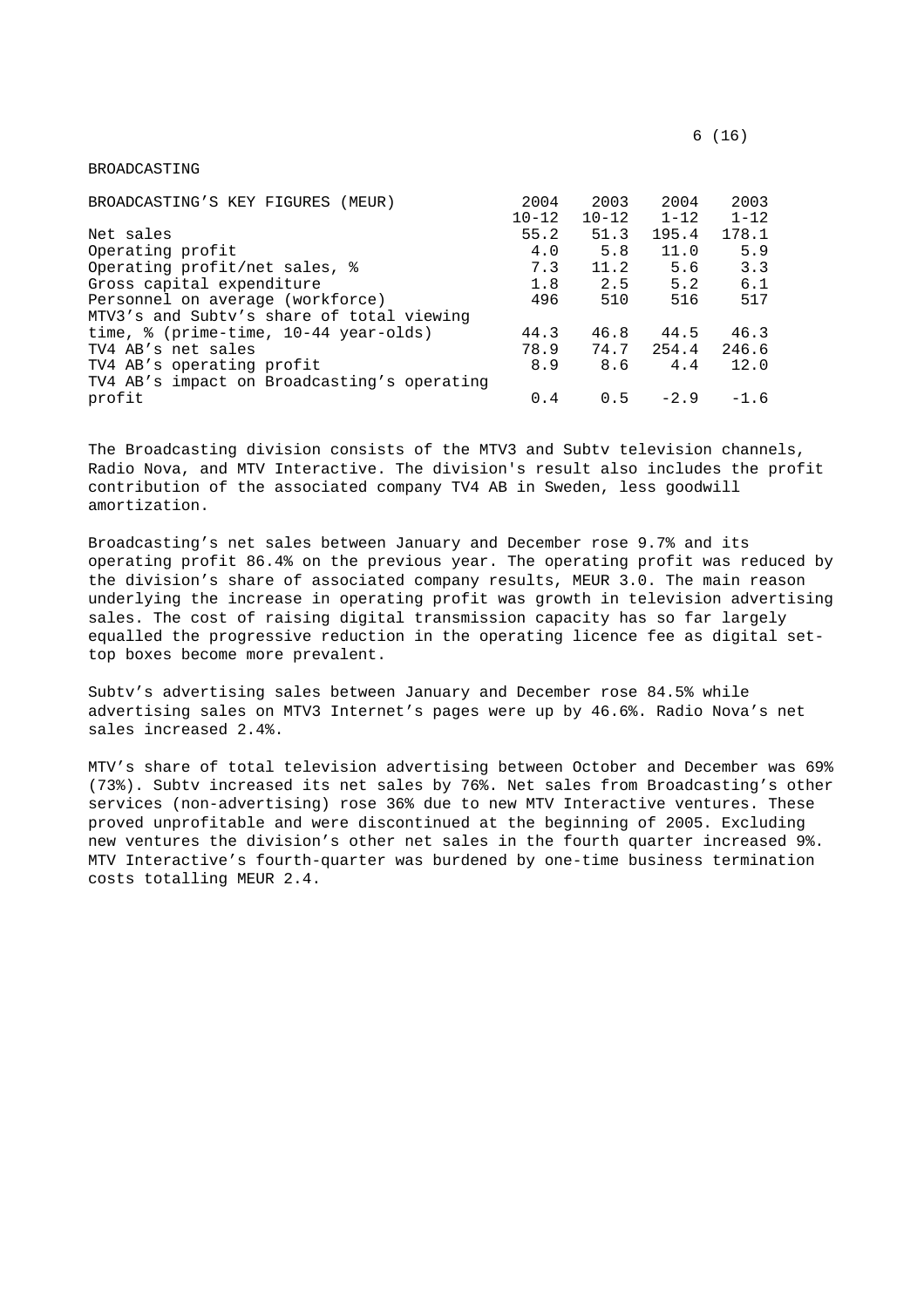# BROADCASTING

| BROADCASTING'S KEY FIGURES (MEUR) | 2004 10-12 | 2003 10-12 | 2004 1-12 | 2003 1-12 |
|---|---|---|---|---|
| Net sales | 55.2 | 51.3 | 195.4 | 178.1 |
| Operating profit | 4.0 | 5.8 | 11.0 | 5.9 |
| Operating profit/net sales, % | 7.3 | 11.2 | 5.6 | 3.3 |
| Gross capital expenditure | 1.8 | 2.5 | 5.2 | 6.1 |
| Personnel on average (workforce) | 496 | 510 | 516 | 517 |
| MTV3's and Subtv's share of total viewing time, % (prime-time, 10-44 year-olds) | 44.3 | 46.8 | 44.5 | 46.3 |
| TV4 AB's net sales | 78.9 | 74.7 | 254.4 | 246.6 |
| TV4 AB's operating profit | 8.9 | 8.6 | 4.4 | 12.0 |
| TV4 AB's impact on Broadcasting's operating profit | 0.4 | 0.5 | -2.9 | -1.6 |

The Broadcasting division consists of the MTV3 and Subtv television channels, Radio Nova, and MTV Interactive. The division's result also includes the profit contribution of the associated company TV4 AB in Sweden, less goodwill amortization.

Broadcasting's net sales between January and December rose 9.7% and its operating profit 86.4% on the previous year. The operating profit was reduced by the division's share of associated company results, MEUR 3.0. The main reason underlying the increase in operating profit was growth in television advertising sales. The cost of raising digital transmission capacity has so far largely equalled the progressive reduction in the operating licence fee as digital set-top boxes become more prevalent.

Subtv's advertising sales between January and December rose 84.5% while advertising sales on MTV3 Internet's pages were up by 46.6%. Radio Nova's net sales increased 2.4%.

MTV's share of total television advertising between October and December was 69% (73%). Subtv increased its net sales by 76%. Net sales from Broadcasting's other services (non-advertising) rose 36% due to new MTV Interactive ventures. These proved unprofitable and were discontinued at the beginning of 2005. Excluding new ventures the division's other net sales in the fourth quarter increased 9%. MTV Interactive's fourth-quarter was burdened by one-time business termination costs totalling MEUR 2.4.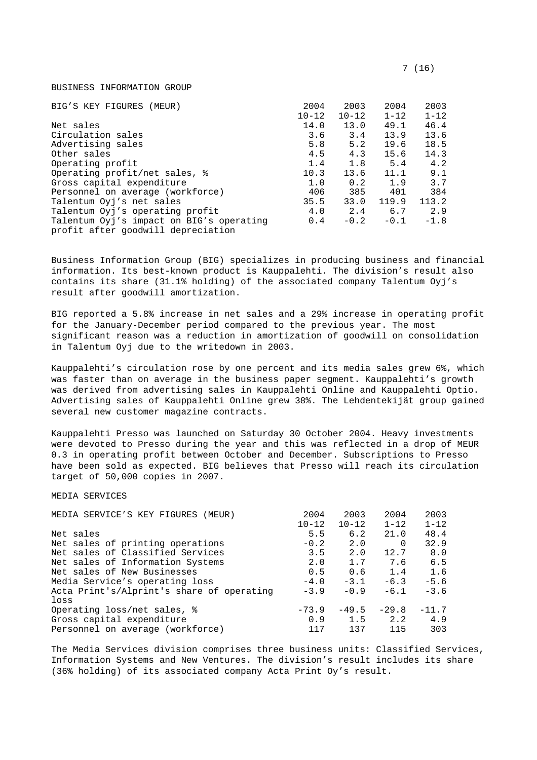## BUSINESS INFORMATION GROUP

| BIG'S KEY FIGURES (MEUR) | 2004 10-12 | 2003 10-12 | 2004 1-12 | 2003 1-12 |
|---|---|---|---|---|
| Net sales | 14.0 | 13.0 | 49.1 | 46.4 |
| Circulation sales | 3.6 | 3.4 | 13.9 | 13.6 |
| Advertising sales | 5.8 | 5.2 | 19.6 | 18.5 |
| Other sales | 4.5 | 4.3 | 15.6 | 14.3 |
| Operating profit | 1.4 | 1.8 | 5.4 | 4.2 |
| Operating profit/net sales, % | 10.3 | 13.6 | 11.1 | 9.1 |
| Gross capital expenditure | 1.0 | 0.2 | 1.9 | 3.7 |
| Personnel on average (workforce) | 406 | 385 | 401 | 384 |
| Talentum Oyj's net sales | 35.5 | 33.0 | 119.9 | 113.2 |
| Talentum Oyj's operating profit | 4.0 | 2.4 | 6.7 | 2.9 |
| Talentum Oyj's impact on BIG's operating profit after goodwill depreciation | 0.4 | -0.2 | -0.1 | -1.8 |

Business Information Group (BIG) specializes in producing business and financial information. Its best-known product is Kauppalehti. The division's result also contains its share (31.1% holding) of the associated company Talentum Oyj's result after goodwill amortization.

BIG reported a 5.8% increase in net sales and a 29% increase in operating profit for the January-December period compared to the previous year. The most significant reason was a reduction in amortization of goodwill on consolidation in Talentum Oyj due to the writedown in 2003.

Kauppalehti's circulation rose by one percent and its media sales grew 6%, which was faster than on average in the business paper segment. Kauppalehti's growth was derived from advertising sales in Kauppalehti Online and Kauppalehti Optio. Advertising sales of Kauppalehti Online grew 38%. The Lehdentekijät group gained several new customer magazine contracts.

Kauppalehti Presso was launched on Saturday 30 October 2004. Heavy investments were devoted to Presso during the year and this was reflected in a drop of MEUR 0.3 in operating profit between October and December. Subscriptions to Presso have been sold as expected. BIG believes that Presso will reach its circulation target of 50,000 copies in 2007.

## MEDIA SERVICES

| MEDIA SERVICE'S KEY FIGURES (MEUR) | 2004 10-12 | 2003 10-12 | 2004 1-12 | 2003 1-12 |
|---|---|---|---|---|
| Net sales | 5.5 | 6.2 | 21.0 | 48.4 |
| Net sales of printing operations | -0.2 | 2.0 | 0 | 32.9 |
| Net sales of Classified Services | 3.5 | 2.0 | 12.7 | 8.0 |
| Net sales of Information Systems | 2.0 | 1.7 | 7.6 | 6.5 |
| Net sales of New Businesses | 0.5 | 0.6 | 1.4 | 1.6 |
| Media Service's operating loss | -4.0 | -3.1 | -6.3 | -5.6 |
| Acta Print's/Alprint's share of operating loss | -3.9 | -0.9 | -6.1 | -3.6 |
| Operating loss/net sales, % | -73.9 | -49.5 | -29.8 | -11.7 |
| Gross capital expenditure | 0.9 | 1.5 | 2.2 | 4.9 |
| Personnel on average (workforce) | 117 | 137 | 115 | 303 |

The Media Services division comprises three business units: Classified Services, Information Systems and New Ventures. The division's result includes its share (36% holding) of its associated company Acta Print Oy's result.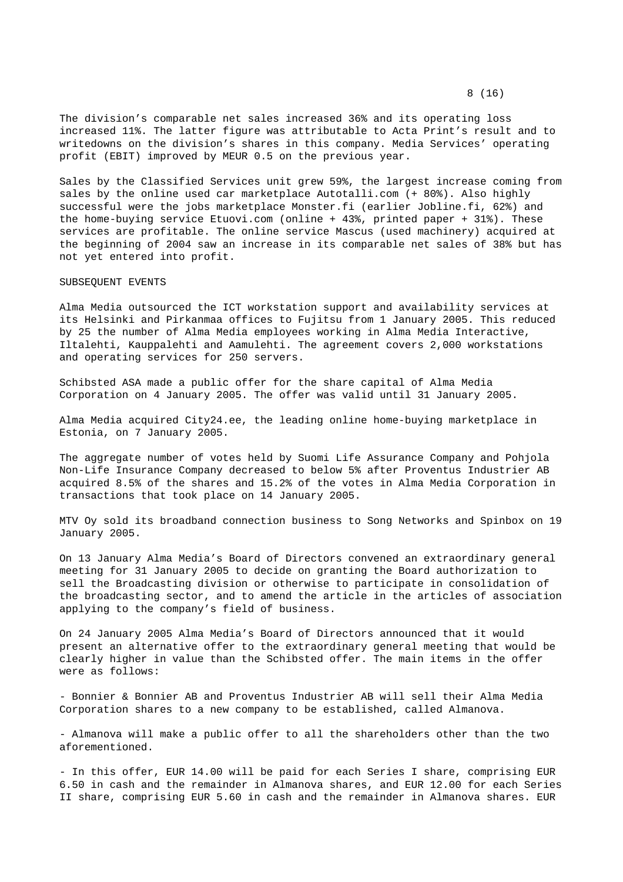The division's comparable net sales increased 36% and its operating loss increased 11%. The latter figure was attributable to Acta Print's result and to writedowns on the division's shares in this company. Media Services' operating profit (EBIT) improved by MEUR 0.5 on the previous year.

Sales by the Classified Services unit grew 59%, the largest increase coming from sales by the online used car marketplace Autotalli.com (+ 80%). Also highly successful were the jobs marketplace Monster.fi (earlier Jobline.fi, 62%) and the home-buying service Etuovi.com (online + 43%, printed paper + 31%). These services are profitable. The online service Mascus (used machinery) acquired at the beginning of 2004 saw an increase in its comparable net sales of 38% but has not yet entered into profit.

## SUBSEQUENT EVENTS

Alma Media outsourced the ICT workstation support and availability services at its Helsinki and Pirkanmaa offices to Fujitsu from 1 January 2005. This reduced by 25 the number of Alma Media employees working in Alma Media Interactive, Iltalehti, Kauppalehti and Aamulehti. The agreement covers 2,000 workstations and operating services for 250 servers.

Schibsted ASA made a public offer for the share capital of Alma Media Corporation on 4 January 2005. The offer was valid until 31 January 2005.

Alma Media acquired City24.ee, the leading online home-buying marketplace in Estonia, on 7 January 2005.

The aggregate number of votes held by Suomi Life Assurance Company and Pohjola Non-Life Insurance Company decreased to below 5% after Proventus Industrier AB acquired 8.5% of the shares and 15.2% of the votes in Alma Media Corporation in transactions that took place on 14 January 2005.

MTV Oy sold its broadband connection business to Song Networks and Spinbox on 19 January 2005.

On 13 January Alma Media's Board of Directors convened an extraordinary general meeting for 31 January 2005 to decide on granting the Board authorization to sell the Broadcasting division or otherwise to participate in consolidation of the broadcasting sector, and to amend the article in the articles of association applying to the company's field of business.

On 24 January 2005 Alma Media's Board of Directors announced that it would present an alternative offer to the extraordinary general meeting that would be clearly higher in value than the Schibsted offer. The main items in the offer were as follows:

- Bonnier & Bonnier AB and Proventus Industrier AB will sell their Alma Media Corporation shares to a new company to be established, called Almanova.

- Almanova will make a public offer to all the shareholders other than the two aforementioned.

- In this offer, EUR 14.00 will be paid for each Series I share, comprising EUR 6.50 in cash and the remainder in Almanova shares, and EUR 12.00 for each Series II share, comprising EUR 5.60 in cash and the remainder in Almanova shares. EUR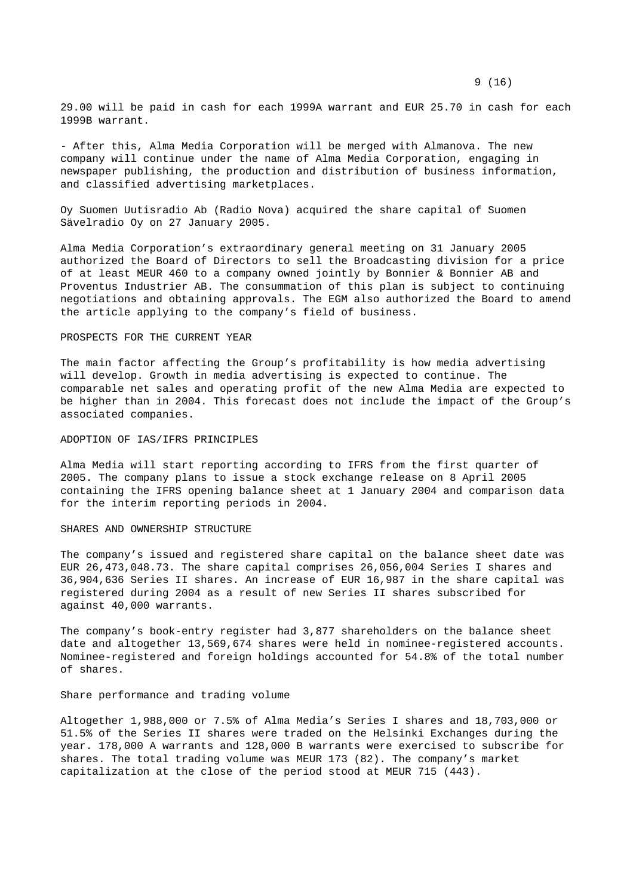29.00 will be paid in cash for each 1999A warrant and EUR 25.70 in cash for each 1999B warrant.

- After this, Alma Media Corporation will be merged with Almanova. The new company will continue under the name of Alma Media Corporation, engaging in newspaper publishing, the production and distribution of business information, and classified advertising marketplaces.

Oy Suomen Uutisradio Ab (Radio Nova) acquired the share capital of Suomen Sävelradio Oy on 27 January 2005.

Alma Media Corporation's extraordinary general meeting on 31 January 2005 authorized the Board of Directors to sell the Broadcasting division for a price of at least MEUR 460 to a company owned jointly by Bonnier & Bonnier AB and Proventus Industrier AB. The consummation of this plan is subject to continuing negotiations and obtaining approvals. The EGM also authorized the Board to amend the article applying to the company's field of business.

## PROSPECTS FOR THE CURRENT YEAR

The main factor affecting the Group's profitability is how media advertising will develop. Growth in media advertising is expected to continue. The comparable net sales and operating profit of the new Alma Media are expected to be higher than in 2004. This forecast does not include the impact of the Group's associated companies.

## ADOPTION OF IAS/IFRS PRINCIPLES

Alma Media will start reporting according to IFRS from the first quarter of 2005. The company plans to issue a stock exchange release on 8 April 2005 containing the IFRS opening balance sheet at 1 January 2004 and comparison data for the interim reporting periods in 2004.

## SHARES AND OWNERSHIP STRUCTURE

The company's issued and registered share capital on the balance sheet date was EUR 26,473,048.73. The share capital comprises 26,056,004 Series I shares and 36,904,636 Series II shares. An increase of EUR 16,987 in the share capital was registered during 2004 as a result of new Series II shares subscribed for against 40,000 warrants.

The company's book-entry register had 3,877 shareholders on the balance sheet date and altogether 13,569,674 shares were held in nominee-registered accounts. Nominee-registered and foreign holdings accounted for 54.8% of the total number of shares.

### Share performance and trading volume

Altogether 1,988,000 or 7.5% of Alma Media's Series I shares and 18,703,000 or 51.5% of the Series II shares were traded on the Helsinki Exchanges during the year. 178,000 A warrants and 128,000 B warrants were exercised to subscribe for shares. The total trading volume was MEUR 173 (82). The company's market capitalization at the close of the period stood at MEUR 715 (443).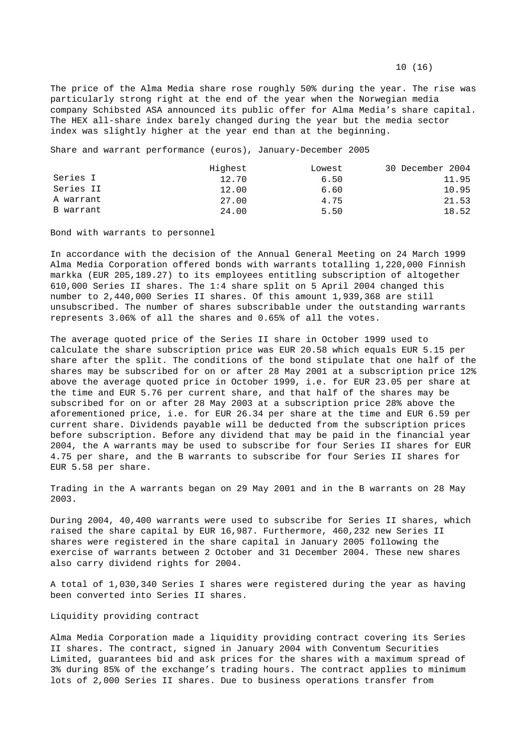The price of the Alma Media share rose roughly 50% during the year. The rise was particularly strong right at the end of the year when the Norwegian media company Schibsted ASA announced its public offer for Alma Media's share capital. The HEX all-share index barely changed during the year but the media sector index was slightly higher at the year end than at the beginning.

Share and warrant performance (euros), January-December 2005

| | Highest | Lowest | 30 December 2004 |
|---|---|---|---|
| Series I | 12.70 | 6.50 | 11.95 |
| Series II | 12.00 | 6.60 | 10.95 |
| A warrant | 27.00 | 4.75 | 21.53 |
| B warrant | 24.00 | 5.50 | 18.52 |

Bond with warrants to personnel

In accordance with the decision of the Annual General Meeting on 24 March 1999 Alma Media Corporation offered bonds with warrants totalling 1,220,000 Finnish markka (EUR 205,189.27) to its employees entitling subscription of altogether 610,000 Series II shares. The 1:4 share split on 5 April 2004 changed this number to 2,440,000 Series II shares. Of this amount 1,939,368 are still unsubscribed. The number of shares subscribable under the outstanding warrants represents 3.06% of all the shares and 0.65% of all the votes.

The average quoted price of the Series II share in October 1999 used to calculate the share subscription price was EUR 20.58 which equals EUR 5.15 per share after the split. The conditions of the bond stipulate that one half of the shares may be subscribed for on or after 28 May 2001 at a subscription price 12% above the average quoted price in October 1999, i.e. for EUR 23.05 per share at the time and EUR 5.76 per current share, and that half of the shares may be subscribed for on or after 28 May 2003 at a subscription price 28% above the aforementioned price, i.e. for EUR 26.34 per share at the time and EUR 6.59 per current share. Dividends payable will be deducted from the subscription prices before subscription. Before any dividend that may be paid in the financial year 2004, the A warrants may be used to subscribe for four Series II shares for EUR 4.75 per share, and the B warrants to subscribe for four Series II shares for EUR 5.58 per share.

Trading in the A warrants began on 29 May 2001 and in the B warrants on 28 May 2003.

During 2004, 40,400 warrants were used to subscribe for Series II shares, which raised the share capital by EUR 16,987. Furthermore, 460,232 new Series II shares were registered in the share capital in January 2005 following the exercise of warrants between 2 October and 31 December 2004. These new shares also carry dividend rights for 2004.

A total of 1,030,340 Series I shares were registered during the year as having been converted into Series II shares.

Liquidity providing contract

Alma Media Corporation made a liquidity providing contract covering its Series II shares. The contract, signed in January 2004 with Conventum Securities Limited, guarantees bid and ask prices for the shares with a maximum spread of 3% during 85% of the exchange's trading hours. The contract applies to minimum lots of 2,000 Series II shares. Due to business operations transfer from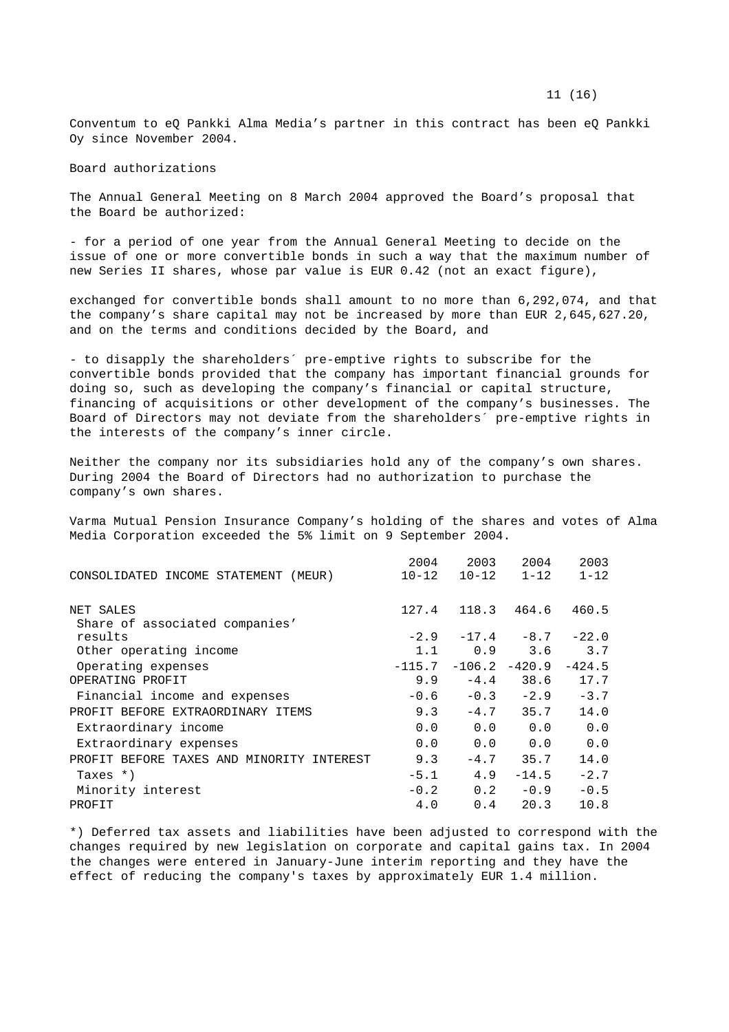Conventum to eQ Pankki Alma Media’s partner in this contract has been eQ Pankki Oy since November 2004.

Board authorizations

The Annual General Meeting on 8 March 2004 approved the Board’s proposal that the Board be authorized:

- for a period of one year from the Annual General Meeting to decide on the issue of one or more convertible bonds in such a way that the maximum number of new Series II shares, whose par value is EUR 0.42 (not an exact figure),

exchanged for convertible bonds shall amount to no more than 6,292,074, and that the company’s share capital may not be increased by more than EUR 2,645,627.20, and on the terms and conditions decided by the Board, and

- to disapply the shareholders´ pre-emptive rights to subscribe for the convertible bonds provided that the company has important financial grounds for doing so, such as developing the company’s financial or capital structure, financing of acquisitions or other development of the company’s businesses. The Board of Directors may not deviate from the shareholders´ pre-emptive rights in the interests of the company’s inner circle.

Neither the company nor its subsidiaries hold any of the company’s own shares. During 2004 the Board of Directors had no authorization to purchase the company’s own shares.

Varma Mutual Pension Insurance Company’s holding of the shares and votes of Alma Media Corporation exceeded the 5% limit on 9 September 2004.

| CONSOLIDATED INCOME STATEMENT (MEUR) | 2004 10-12 | 2003 10-12 | 2004 1-12 | 2003 1-12 |
|---|---|---|---|---|
| NET SALES | 127.4 | 118.3 | 464.6 | 460.5 |
| Share of associated companies’ results | -2.9 | -17.4 | -8.7 | -22.0 |
| Other operating income | 1.1 | 0.9 | 3.6 | 3.7 |
| Operating expenses | -115.7 | -106.2 | -420.9 | -424.5 |
| OPERATING PROFIT | 9.9 | -4.4 | 38.6 | 17.7 |
| Financial income and expenses | -0.6 | -0.3 | -2.9 | -3.7 |
| PROFIT BEFORE EXTRAORDINARY ITEMS | 9.3 | -4.7 | 35.7 | 14.0 |
| Extraordinary income | 0.0 | 0.0 | 0.0 | 0.0 |
| Extraordinary expenses | 0.0 | 0.0 | 0.0 | 0.0 |
| PROFIT BEFORE TAXES AND MINORITY INTEREST | 9.3 | -4.7 | 35.7 | 14.0 |
| Taxes *) | -5.1 | 4.9 | -14.5 | -2.7 |
| Minority interest | -0.2 | 0.2 | -0.9 | -0.5 |
| PROFIT | 4.0 | 0.4 | 20.3 | 10.8 |

*) Deferred tax assets and liabilities have been adjusted to correspond with the changes required by new legislation on corporate and capital gains tax. In 2004 the changes were entered in January-June interim reporting and they have the effect of reducing the company's taxes by approximately EUR 1.4 million.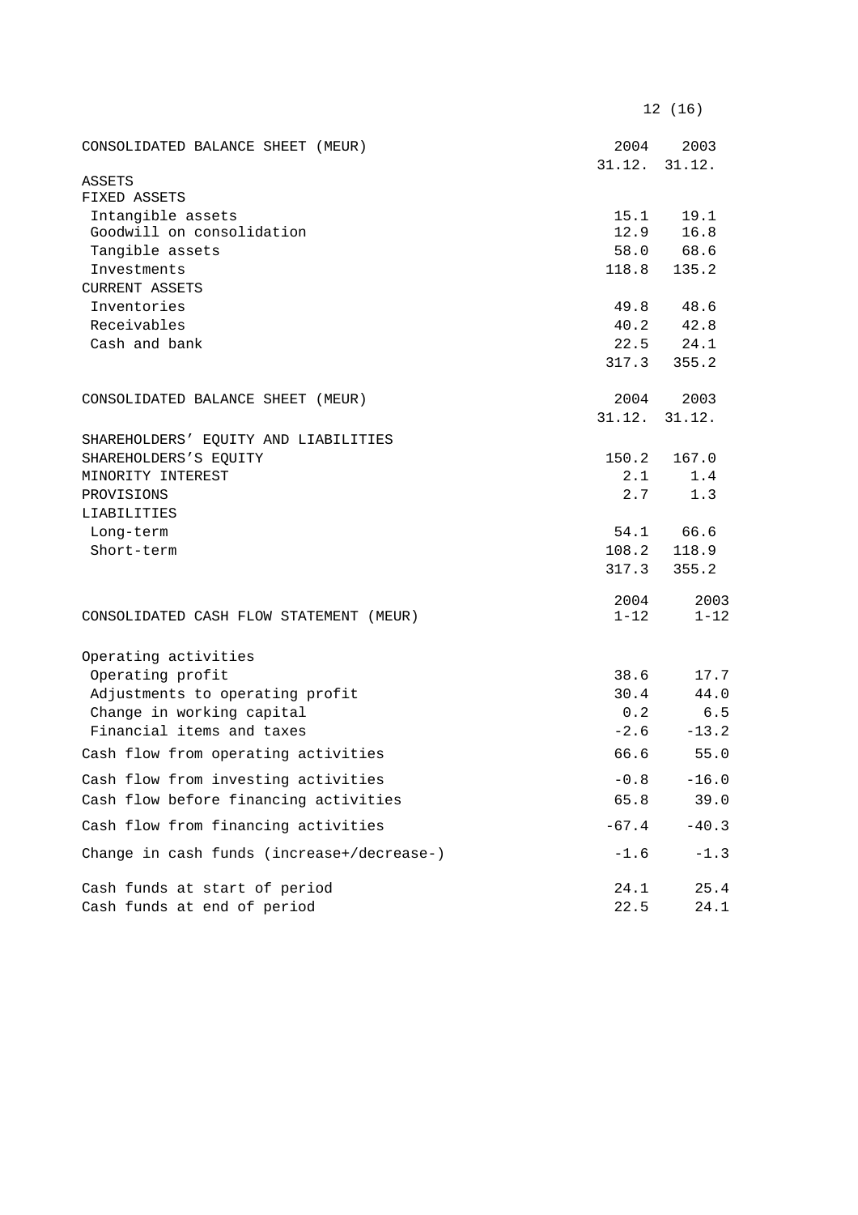| CONSOLIDATED BALANCE SHEET (MEUR) | 2004<br>31.12. | 2003<br>31.12. |
|---|---|---|
| ASSETS | | |
| FIXED ASSETS | | |
| Intangible assets | 15.1 | 19.1 |
| Goodwill on consolidation | 12.9 | 16.8 |
| Tangible assets | 58.0 | 68.6 |
| Investments | 118.8 | 135.2 |
| CURRENT ASSETS | | |
| Inventories | 49.8 | 48.6 |
| Receivables | 40.2 | 42.8 |
| Cash and bank | 22.5 | 24.1 |
| | 317.3 | 355.2 |

| CONSOLIDATED BALANCE SHEET (MEUR) | 2004<br>31.12. | 2003<br>31.12. |
|---|---|---|
| SHAREHOLDERS’ EQUITY AND LIABILITIES | | |
| SHAREHOLDERS’S EQUITY | 150.2 | 167.0 |
| MINORITY INTEREST | 2.1 | 1.4 |
| PROVISIONS | 2.7 | 1.3 |
| LIABILITIES | | |
| Long-term | 54.1 | 66.6 |
| Short-term | 108.2 | 118.9 |
| | 317.3 | 355.2 |

| CONSOLIDATED CASH FLOW STATEMENT (MEUR) | 2004<br>1-12 | 2003<br>1-12 |
|---|---|---|
| Operating activities | | |
| Operating profit | 38.6 | 17.7 |
| Adjustments to operating profit | 30.4 | 44.0 |
| Change in working capital | 0.2 | 6.5 |
| Financial items and taxes | -2.6 | -13.2 |
| Cash flow from operating activities | 66.6 | 55.0 |
| Cash flow from investing activities | -0.8 | -16.0 |
| Cash flow before financing activities | 65.8 | 39.0 |
| Cash flow from financing activities | -67.4 | -40.3 |
| Change in cash funds (increase+/decrease-) | -1.6 | -1.3 |
| Cash funds at start of period | 24.1 | 25.4 |
| Cash funds at end of period | 22.5 | 24.1 |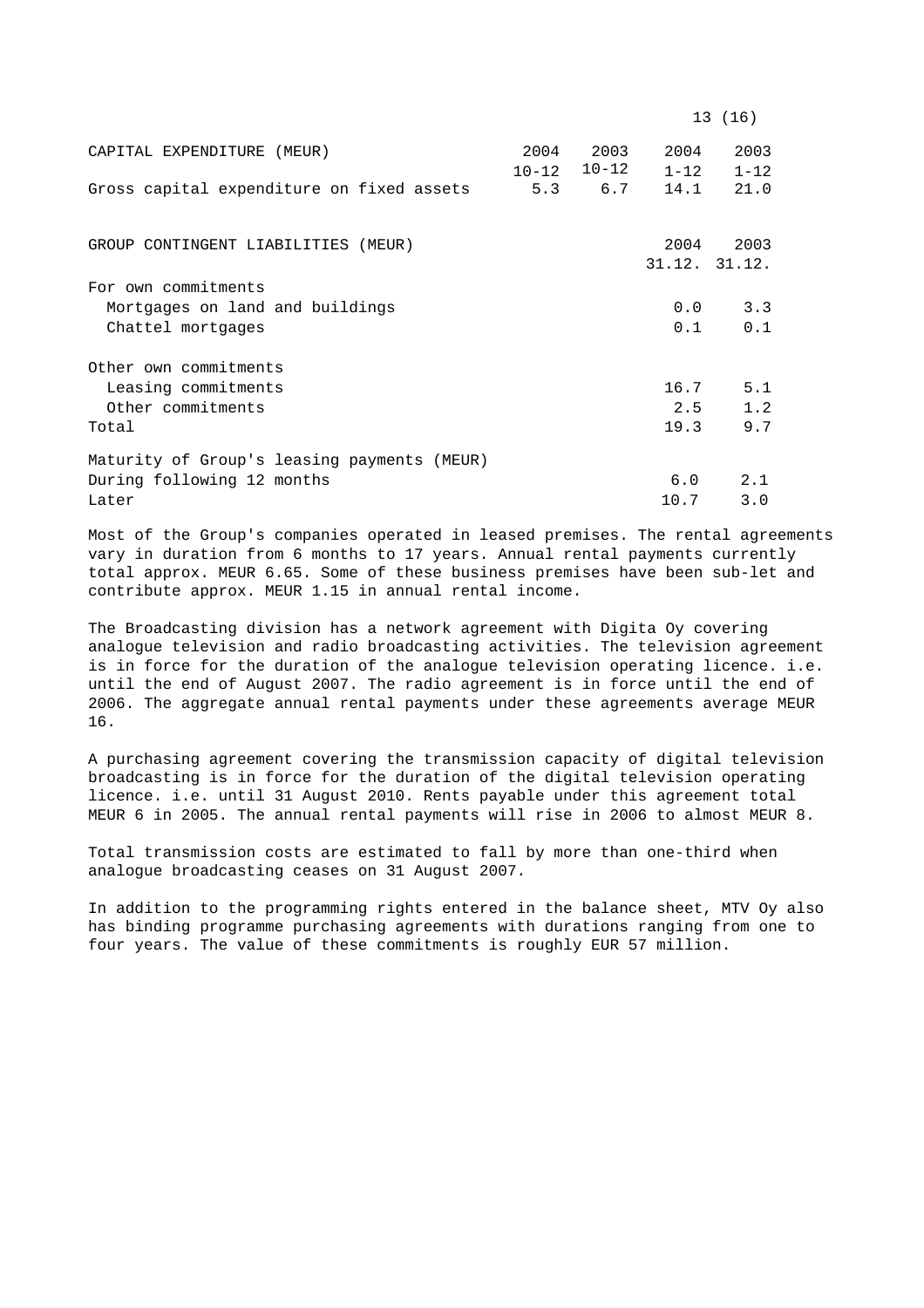| CAPITAL EXPENDITURE (MEUR) | 2004 10-12 | 2003 10-12 | 2004 1-12 | 2003 1-12 |
|---|---|---|---|---|
| Gross capital expenditure on fixed assets | 5.3 | 6.7 | 14.1 | 21.0 |

| GROUP CONTINGENT LIABILITIES (MEUR) | 2004 31.12. | 2003 31.12. |
|---|---|---|
| For own commitments | | |
| Mortgages on land and buildings | 0.0 | 3.3 |
| Chattel mortgages | 0.1 | 0.1 |
| Other own commitments | | |
| Leasing commitments | 16.7 | 5.1 |
| Other commitments | 2.5 | 1.2 |
| Total | 19.3 | 9.7 |
| Maturity of Group's leasing payments (MEUR) | | |
| During following 12 months | 6.0 | 2.1 |
| Later | 10.7 | 3.0 |

Most of the Group's companies operated in leased premises. The rental agreements vary in duration from 6 months to 17 years. Annual rental payments currently total approx. MEUR 6.65. Some of these business premises have been sub-let and contribute approx. MEUR 1.15 in annual rental income.

The Broadcasting division has a network agreement with Digita Oy covering analogue television and radio broadcasting activities. The television agreement is in force for the duration of the analogue television operating licence. i.e. until the end of August 2007. The radio agreement is in force until the end of 2006. The aggregate annual rental payments under these agreements average MEUR 16.

A purchasing agreement covering the transmission capacity of digital television broadcasting is in force for the duration of the digital television operating licence. i.e. until 31 August 2010. Rents payable under this agreement total MEUR 6 in 2005. The annual rental payments will rise in 2006 to almost MEUR 8.

Total transmission costs are estimated to fall by more than one-third when analogue broadcasting ceases on 31 August 2007.

In addition to the programming rights entered in the balance sheet, MTV Oy also has binding programme purchasing agreements with durations ranging from one to four years. The value of these commitments is roughly EUR 57 million.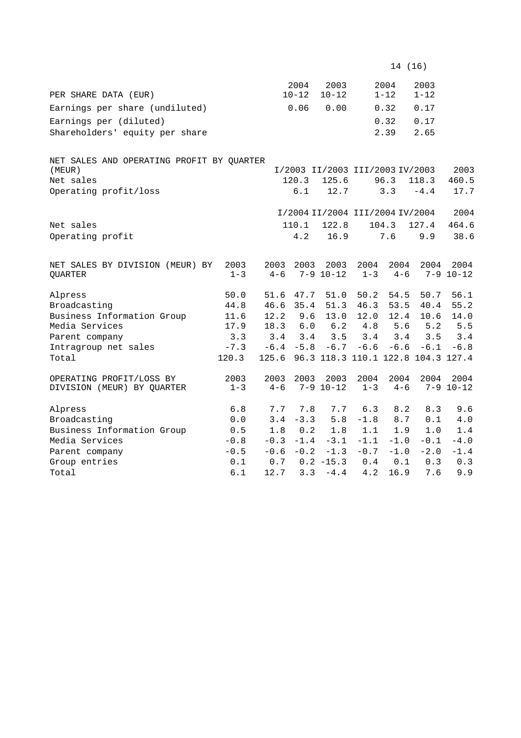| PER SHARE DATA (EUR) | 2004 10-12 | 2003 10-12 | 2004 1-12 | 2003 1-12 |
|---|---|---|---|---|
| Earnings per share (undiluted) | 0.06 | 0.00 | 0.32 | 0.17 |
| Earnings per (diluted) | | | 0.32 | 0.17 |
| Shareholders' equity per share | | | 2.39 | 2.65 |

| NET SALES AND OPERATING PROFIT BY QUARTER (MEUR) | I/2003 | II/2003 | III/2003 | IV/2003 | 2003 |
|---|---|---|---|---|---|
| Net sales | 120.3 | 125.6 | 96.3 | 118.3 | 460.5 |
| Operating profit/loss | 6.1 | 12.7 | 3.3 | -4.4 | 17.7 |
| | I/2004 | II/2004 | III/2004 | IV/2004 | 2004 |
| Net sales | 110.1 | 122.8 | 104.3 | 127.4 | 464.6 |
| Operating profit | 4.2 | 16.9 | 7.6 | 9.9 | 38.6 |

| NET SALES BY DIVISION (MEUR) BY QUARTER | 2003 1-3 | 2003 4-6 | 2003 7-9 | 2003 10-12 | 2004 1-3 | 2004 4-6 | 2004 7-9 | 2004 10-12 |
|---|---|---|---|---|---|---|---|---|
| Alpress | 50.0 | 51.6 | 47.7 | 51.0 | 50.2 | 54.5 | 50.7 | 56.1 |
| Broadcasting | 44.8 | 46.6 | 35.4 | 51.3 | 46.3 | 53.5 | 40.4 | 55.2 |
| Business Information Group | 11.6 | 12.2 | 9.6 | 13.0 | 12.0 | 12.4 | 10.6 | 14.0 |
| Media Services | 17.9 | 18.3 | 6.0 | 6.2 | 4.8 | 5.6 | 5.2 | 5.5 |
| Parent company | 3.3 | 3.4 | 3.4 | 3.5 | 3.4 | 3.4 | 3.5 | 3.4 |
| Intragroup net sales | -7.3 | -6.4 | -5.8 | -6.7 | -6.6 | -6.6 | -6.1 | -6.8 |
| Total | 120.3 | 125.6 | 96.3 | 118.3 | 110.1 | 122.8 | 104.3 | 127.4 |

| OPERATING PROFIT/LOSS BY DIVISION (MEUR) BY QUARTER | 2003 1-3 | 2003 4-6 | 2003 7-9 | 2003 10-12 | 2004 1-3 | 2004 4-6 | 2004 7-9 | 2004 10-12 |
|---|---|---|---|---|---|---|---|---|
| Alpress | 6.8 | 7.7 | 7.8 | 7.7 | 6.3 | 8.2 | 8.3 | 9.6 |
| Broadcasting | 0.0 | 3.4 | -3.3 | 5.8 | -1.8 | 8.7 | 0.1 | 4.0 |
| Business Information Group | 0.5 | 1.8 | 0.2 | 1.8 | 1.1 | 1.9 | 1.0 | 1.4 |
| Media Services | -0.8 | -0.3 | -1.4 | -3.1 | -1.1 | -1.0 | -0.1 | -4.0 |
| Parent company | -0.5 | -0.6 | -0.2 | -1.3 | -0.7 | -1.0 | -2.0 | -1.4 |
| Group entries | 0.1 | 0.7 | 0.2 | -15.3 | 0.4 | 0.1 | 0.3 | 0.3 |
| Total | 6.1 | 12.7 | 3.3 | -4.4 | 4.2 | 16.9 | 7.6 | 9.9 |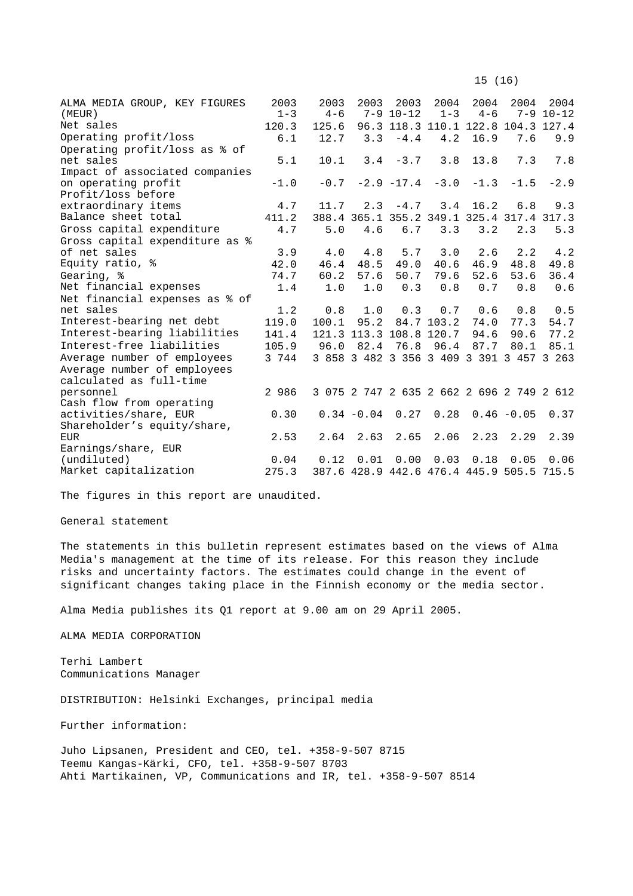| ALMA MEDIA GROUP, KEY FIGURES (MEUR) | 2003 1-3 | 2003 4-6 | 2003 7-9 | 2003 10-12 | 2004 1-3 | 2004 4-6 | 2004 7-9 | 2004 10-12 |
|---|---|---|---|---|---|---|---|---|
| Net sales | 120.3 | 125.6 | 96.3 | 118.3 | 110.1 | 122.8 | 104.3 | 127.4 |
| Operating profit/loss | 6.1 | 12.7 | 3.3 | -4.4 | 4.2 | 16.9 | 7.6 | 9.9 |
| Operating profit/loss as % of net sales | 5.1 | 10.1 | 3.4 | -3.7 | 3.8 | 13.8 | 7.3 | 7.8 |
| Impact of associated companies on operating profit | -1.0 | -0.7 | -2.9 | -17.4 | -3.0 | -1.3 | -1.5 | -2.9 |
| Profit/loss before extraordinary items | 4.7 | 11.7 | 2.3 | -4.7 | 3.4 | 16.2 | 6.8 | 9.3 |
| Balance sheet total | 411.2 | 388.4 | 365.1 | 355.2 | 349.1 | 325.4 | 317.4 | 317.3 |
| Gross capital expenditure | 4.7 | 5.0 | 4.6 | 6.7 | 3.3 | 3.2 | 2.3 | 5.3 |
| Gross capital expenditure as % of net sales | 3.9 | 4.0 | 4.8 | 5.7 | 3.0 | 2.6 | 2.2 | 4.2 |
| Equity ratio, % | 42.0 | 46.4 | 48.5 | 49.0 | 40.6 | 46.9 | 48.8 | 49.8 |
| Gearing, % | 74.7 | 60.2 | 57.6 | 50.7 | 79.6 | 52.6 | 53.6 | 36.4 |
| Net financial expenses | 1.4 | 1.0 | 1.0 | 0.3 | 0.8 | 0.7 | 0.8 | 0.6 |
| Net financial expenses as % of net sales | 1.2 | 0.8 | 1.0 | 0.3 | 0.7 | 0.6 | 0.8 | 0.5 |
| Interest-bearing net debt | 119.0 | 100.1 | 95.2 | 84.7 | 103.2 | 74.0 | 77.3 | 54.7 |
| Interest-bearing liabilities | 141.4 | 121.3 | 113.3 | 108.8 | 120.7 | 94.6 | 90.6 | 77.2 |
| Interest-free liabilities | 105.9 | 96.0 | 82.4 | 76.8 | 96.4 | 87.7 | 80.1 | 85.1 |
| Average number of employees | 3 744 | 3 858 | 3 482 | 3 356 | 3 409 | 3 391 | 3 457 | 3 263 |
| Average number of employees calculated as full-time personnel | 2 986 | 3 075 | 2 747 | 2 635 | 2 662 | 2 696 | 2 749 | 2 612 |
| Cash flow from operating activities/share, EUR | 0.30 | 0.34 | -0.04 | 0.27 | 0.28 | 0.46 | -0.05 | 0.37 |
| Shareholder's equity/share, EUR | 2.53 | 2.64 | 2.63 | 2.65 | 2.06 | 2.23 | 2.29 | 2.39 |
| Earnings/share, EUR (undiluted) | 0.04 | 0.12 | 0.01 | 0.00 | 0.03 | 0.18 | 0.05 | 0.06 |
| Market capitalization | 275.3 | 387.6 | 428.9 | 442.6 | 476.4 | 445.9 | 505.5 | 715.5 |

The figures in this report are unaudited.

General statement

The statements in this bulletin represent estimates based on the views of Alma Media's management at the time of its release. For this reason they include risks and uncertainty factors. The estimates could change in the event of significant changes taking place in the Finnish economy or the media sector.

Alma Media publishes its Q1 report at 9.00 am on 29 April 2005.

ALMA MEDIA CORPORATION

Terhi Lambert
Communications Manager

DISTRIBUTION: Helsinki Exchanges, principal media

Further information:

Juho Lipsanen, President and CEO, tel. +358-9-507 8715
Teemu Kangas-Kärki, CFO, tel. +358-9-507 8703
Ahti Martikainen, VP, Communications and IR, tel. +358-9-507 8514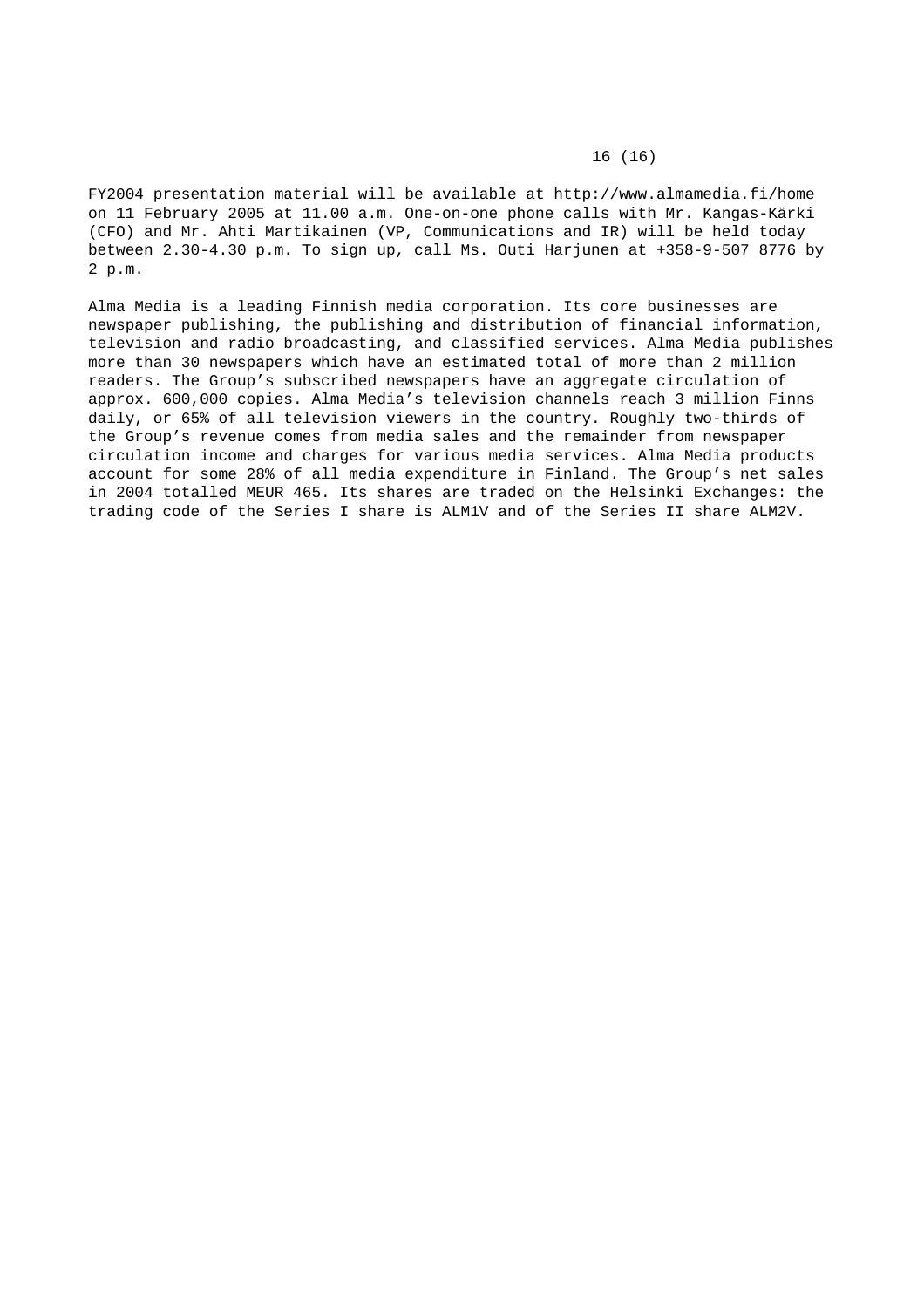FY2004 presentation material will be available at http://www.almamedia.fi/home on 11 February 2005 at 11.00 a.m. One-on-one phone calls with Mr. Kangas-Kärki (CFO) and Mr. Ahti Martikainen (VP, Communications and IR) will be held today between 2.30-4.30 p.m. To sign up, call Ms. Outi Harjunen at +358-9-507 8776 by 2 p.m.

Alma Media is a leading Finnish media corporation. Its core businesses are newspaper publishing, the publishing and distribution of financial information, television and radio broadcasting, and classified services. Alma Media publishes more than 30 newspapers which have an estimated total of more than 2 million readers. The Group's subscribed newspapers have an aggregate circulation of approx. 600,000 copies. Alma Media's television channels reach 3 million Finns daily, or 65% of all television viewers in the country. Roughly two-thirds of the Group's revenue comes from media sales and the remainder from newspaper circulation income and charges for various media services. Alma Media products account for some 28% of all media expenditure in Finland. The Group's net sales in 2004 totalled MEUR 465. Its shares are traded on the Helsinki Exchanges: the trading code of the Series I share is ALM1V and of the Series II share ALM2V.